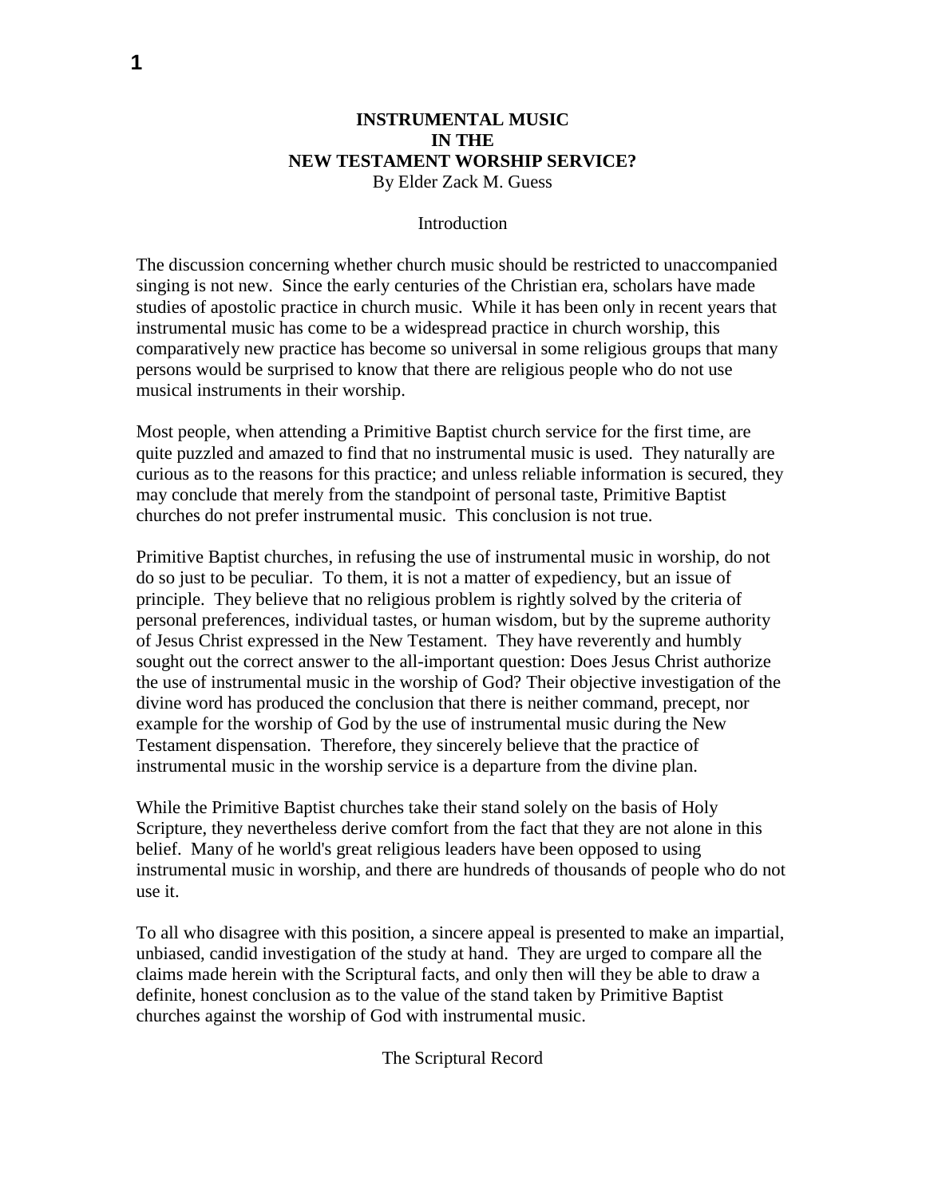# INSTRUMENTAL MUSIC IN THE NEW TESTAMENT WORSHIP SERVICE?

By Elder Zack M. Guess

## Introduction

The discussion concerning whether church music should be restricted to unaccompanied singing is not new. Since the early centuries of the Christian era, scholars have made studies of apostolic practice in church music. While it has been only in recent years that instrumental music has come to be a widespread practice in church worship, this comparatively new practice has become so universal in some religious groups that many persons would be surprised to know that there are religious people who do not use musical instruments in their worship.

Most people, when attending a Primitive Baptist church service for the first time, are quite puzzled and amazed to find that no instrumental music is used. They naturally are curious as to the reasons for this practice; and unless reliable information is secured, they may conclude that merely from the standpoint of personal taste, Primitive Baptist churches do not prefer instrumental music. This conclusion is not true.

Primitive Baptist churches, in refusing the use of instrumental music in worship, do not do so just to be peculiar. To them, it is not a matter of expediency, but an issue of principle. They believe that no religious problem is rightly solved by the criteria of personal preferences, individual tastes, or human wisdom, but by the supreme authority of Jesus Christ expressed in the New Testament. They have reverently and humbly sought out the correct answer to the all-important question: Does Jesus Christ authorize the use of instrumental music in the worship of God? Their objective investigation of the divine word has produced the conclusion that there is neither command, precept, nor example for the worship of God by the use of instrumental music during the New Testament dispensation. Therefore, they sincerely believe that the practice of instrumental music in the worship service is a departure from the divine plan.

While the Primitive Baptist churches take their stand solely on the basis of Holy Scripture, they nevertheless derive comfort from the fact that they are not alone in this belief. Many of he world's great religious leaders have been opposed to using instrumental music in worship, and there are hundreds of thousands of people who do not use it.

To all who disagree with this position, a sincere appeal is presented to make an impartial, unbiased, candid investigation of the study at hand. They are urged to compare all the claims made herein with the Scriptural facts, and only then will they be able to draw a definite, honest conclusion as to the value of the stand taken by Primitive Baptist churches against the worship of God with instrumental music.

## The Scriptural Record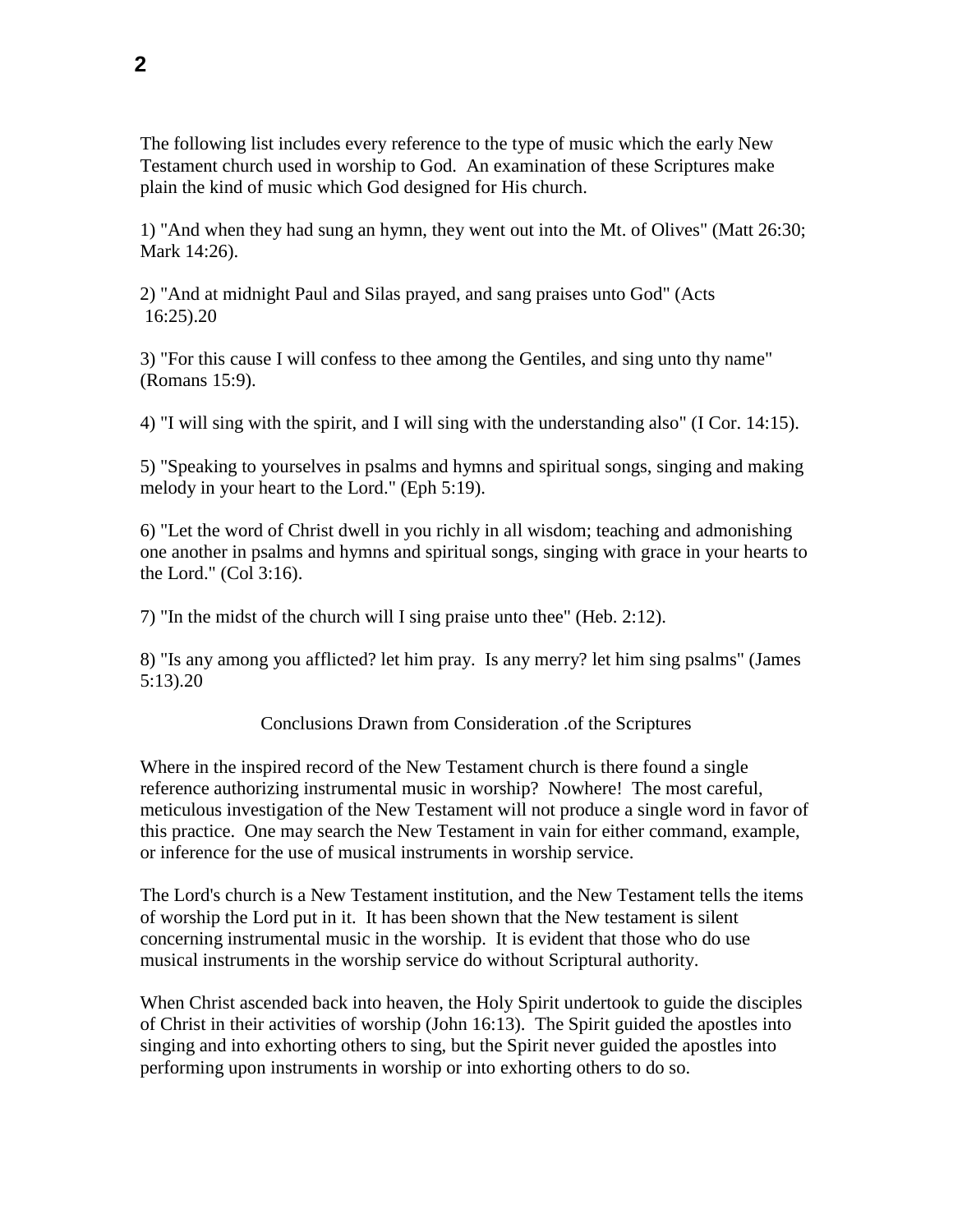The following list includes every reference to the type of music which the early New Testament church used in worship to God. An examination of these Scriptures make plain the kind of music which God designed for His church.

1) "And when they had sung an hymn, they went out into the Mt. of Olives" (Matt 26:30; Mark 14:26).

2) "And at midnight Paul and Silas prayed, and sang praises unto God" (Acts 16:25).20

3) "For this cause I will confess to thee among the Gentiles, and sing unto thy name" (Romans 15:9).

4) "I will sing with the spirit, and I will sing with the understanding also" (I Cor. 14:15).

5) "Speaking to yourselves in psalms and hymns and spiritual songs, singing and making melody in your heart to the Lord." (Eph 5:19).

6) "Let the word of Christ dwell in you richly in all wisdom; teaching and admonishing one another in psalms and hymns and spiritual songs, singing with grace in your hearts to the Lord." (Col 3:16).

7) "In the midst of the church will I sing praise unto thee" (Heb. 2:12).

8) "Is any among you afflicted? let him pray. Is any merry? let him sing psalms" (James 5:13).20

## Conclusions Drawn from Consideration .of the Scriptures

Where in the inspired record of the New Testament church is there found a single reference authorizing instrumental music in worship? Nowhere! The most careful, meticulous investigation of the New Testament will not produce a single word in favor of this practice. One may search the New Testament in vain for either command, example, or inference for the use of musical instruments in worship service.

The Lord's church is a New Testament institution, and the New Testament tells the items of worship the Lord put in it. It has been shown that the New testament is silent concerning instrumental music in the worship. It is evident that those who do use musical instruments in the worship service do without Scriptural authority.

When Christ ascended back into heaven, the Holy Spirit undertook to guide the disciples of Christ in their activities of worship (John 16:13). The Spirit guided the apostles into singing and into exhorting others to sing, but the Spirit never guided the apostles into performing upon instruments in worship or into exhorting others to do so.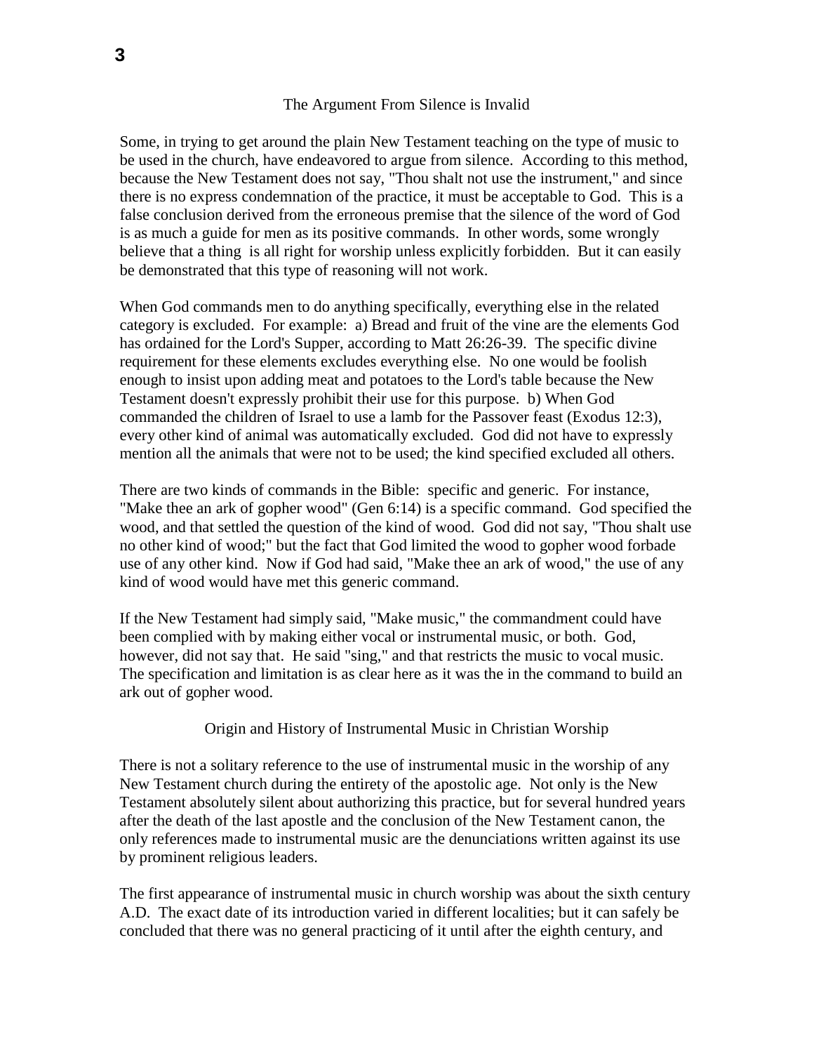## The Argument From Silence is Invalid

Some, in trying to get around the plain New Testament teaching on the type of music to be used in the church, have endeavored to argue from silence. According to this method, because the New Testament does not say, "Thou shalt not use the instrument," and since there is no express condemnation of the practice, it must be acceptable to God. This is a false conclusion derived from the erroneous premise that the silence of the word of God is as much a guide for men as its positive commands. In other words, some wrongly believe that a thing is all right for worship unless explicitly forbidden. But it can easily be demonstrated that this type of reasoning will not work.

When God commands men to do anything specifically, everything else in the related category is excluded. For example: a) Bread and fruit of the vine are the elements God has ordained for the Lord's Supper, according to Matt 26:26-39. The specific divine requirement for these elements excludes everything else. No one would be foolish enough to insist upon adding meat and potatoes to the Lord's table because the New Testament doesn't expressly prohibit their use for this purpose. b) When God commanded the children of Israel to use a lamb for the Passover feast (Exodus 12:3), every other kind of animal was automatically excluded. God did not have to expressly mention all the animals that were not to be used; the kind specified excluded all others.

There are two kinds of commands in the Bible: specific and generic. For instance, "Make thee an ark of gopher wood" (Gen 6:14) is a specific command. God specified the wood, and that settled the question of the kind of wood. God did not say, "Thou shalt use no other kind of wood;" but the fact that God limited the wood to gopher wood forbade use of any other kind. Now if God had said, "Make thee an ark of wood," the use of any kind of wood would have met this generic command.

If the New Testament had simply said, "Make music," the commandment could have been complied with by making either vocal or instrumental music, or both. God, however, did not say that. He said "sing," and that restricts the music to vocal music. The specification and limitation is as clear here as it was the in the command to build an ark out of gopher wood.

## Origin and History of Instrumental Music in Christian Worship

There is not a solitary reference to the use of instrumental music in the worship of any New Testament church during the entirety of the apostolic age. Not only is the New Testament absolutely silent about authorizing this practice, but for several hundred years after the death of the last apostle and the conclusion of the New Testament canon, the only references made to instrumental music are the denunciations written against its use by prominent religious leaders.

The first appearance of instrumental music in church worship was about the sixth century A.D. The exact date of its introduction varied in different localities; but it can safely be concluded that there was no general practicing of it until after the eighth century, and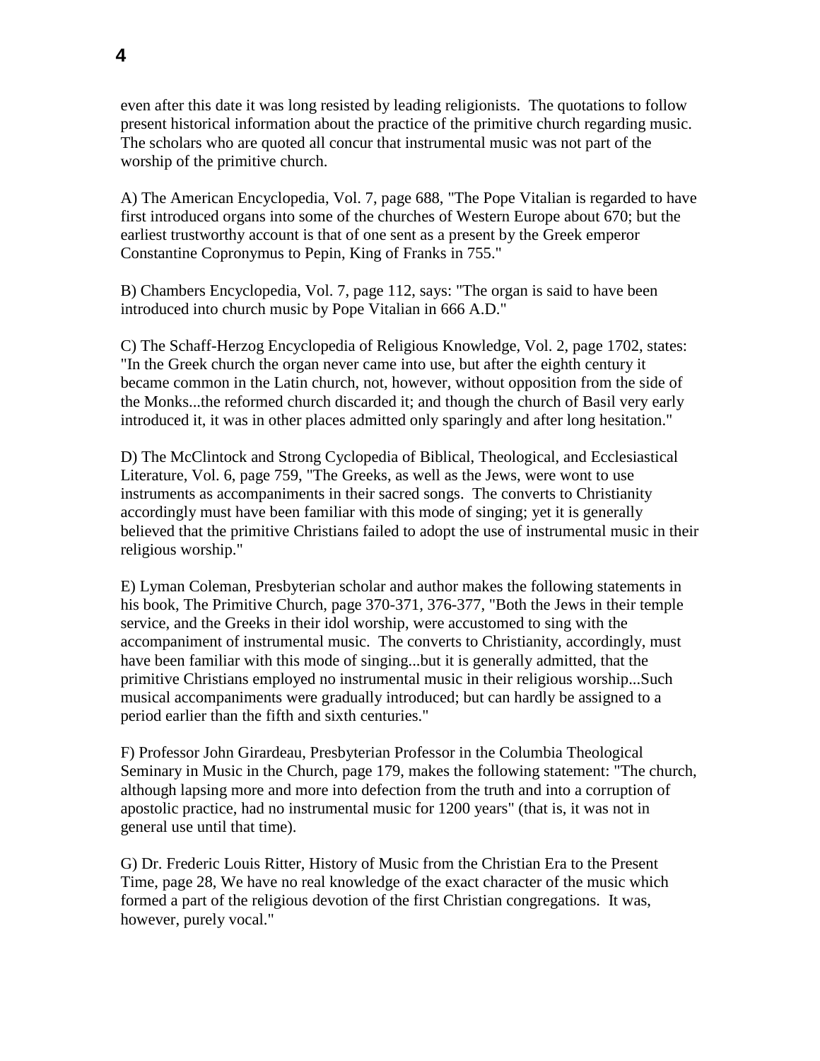even after this date it was long resisted by leading religionists. The quotations to follow present historical information about the practice of the primitive church regarding music. The scholars who are quoted all concur that instrumental music was not part of the worship of the primitive church.

A) The American Encyclopedia, Vol. 7, page 688, "The Pope Vitalian is regarded to have first introduced organs into some of the churches of Western Europe about 670; but the earliest trustworthy account is that of one sent as a present by the Greek emperor Constantine Copronymus to Pepin, King of Franks in 755."

B) Chambers Encyclopedia, Vol. 7, page 112, says: "The organ is said to have been introduced into church music by Pope Vitalian in 666 A.D."

C) The Schaff-Herzog Encyclopedia of Religious Knowledge, Vol. 2, page 1702, states: "In the Greek church the organ never came into use, but after the eighth century it became common in the Latin church, not, however, without opposition from the side of the Monks...the reformed church discarded it; and though the church of Basil very early introduced it, it was in other places admitted only sparingly and after long hesitation."

D) The McClintock and Strong Cyclopedia of Biblical, Theological, and Ecclesiastical Literature, Vol. 6, page 759, "The Greeks, as well as the Jews, were wont to use instruments as accompaniments in their sacred songs. The converts to Christianity accordingly must have been familiar with this mode of singing; yet it is generally believed that the primitive Christians failed to adopt the use of instrumental music in their religious worship."

E) Lyman Coleman, Presbyterian scholar and author makes the following statements in his book, The Primitive Church, page 370-371, 376-377, "Both the Jews in their temple service, and the Greeks in their idol worship, were accustomed to sing with the accompaniment of instrumental music. The converts to Christianity, accordingly, must have been familiar with this mode of singing...but it is generally admitted, that the primitive Christians employed no instrumental music in their religious worship...Such musical accompaniments were gradually introduced; but can hardly be assigned to a period earlier than the fifth and sixth centuries."

F) Professor John Girardeau, Presbyterian Professor in the Columbia Theological Seminary in Music in the Church, page 179, makes the following statement: "The church, although lapsing more and more into defection from the truth and into a corruption of apostolic practice, had no instrumental music for 1200 years" (that is, it was not in general use until that time).

G) Dr. Frederic Louis Ritter, History of Music from the Christian Era to the Present Time, page 28, We have no real knowledge of the exact character of the music which formed a part of the religious devotion of the first Christian congregations. It was, however, purely vocal."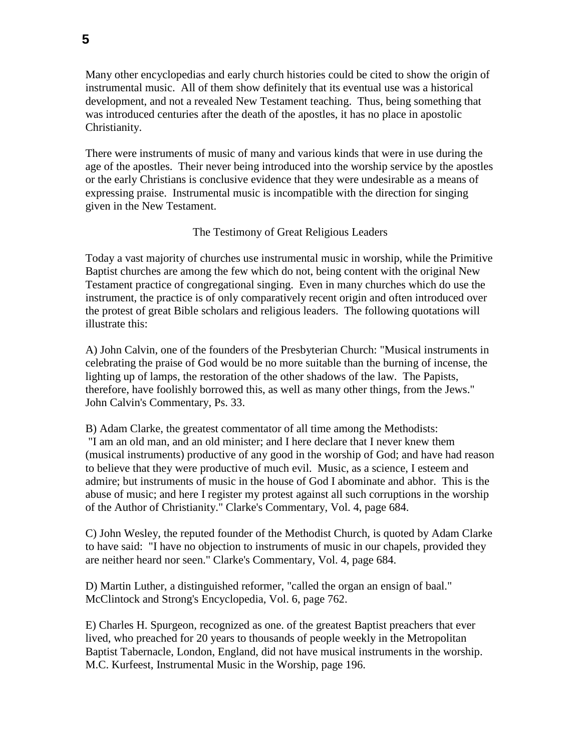Many other encyclopedias and early church histories could be cited to show the origin of instrumental music. All of them show definitely that its eventual use was a historical development, and not a revealed New Testament teaching. Thus, being something that was introduced centuries after the death of the apostles, it has no place in apostolic Christianity.

There were instruments of music of many and various kinds that were in use during the age of the apostles. Their never being introduced into the worship service by the apostles or the early Christians is conclusive evidence that they were undesirable as a means of expressing praise. Instrumental music is incompatible with the direction for singing given in the New Testament.

## The Testimony of Great Religious Leaders

Today a vast majority of churches use instrumental music in worship, while the Primitive Baptist churches are among the few which do not, being content with the original New Testament practice of congregational singing. Even in many churches which do use the instrument, the practice is of only comparatively recent origin and often introduced over the protest of great Bible scholars and religious leaders. The following quotations will illustrate this:

A) John Calvin, one of the founders of the Presbyterian Church: "Musical instruments in celebrating the praise of God would be no more suitable than the burning of incense, the lighting up of lamps, the restoration of the other shadows of the law. The Papists, therefore, have foolishly borrowed this, as well as many other things, from the Jews." John Calvin's Commentary, Ps. 33.

B) Adam Clarke, the greatest commentator of all time among the Methodists: "I am an old man, and an old minister; and I here declare that I never knew them (musical instruments) productive of any good in the worship of God; and have had reason to believe that they were productive of much evil. Music, as a science, I esteem and admire; but instruments of music in the house of God I abominate and abhor. This is the abuse of music; and here I register my protest against all such corruptions in the worship of the Author of Christianity." Clarke's Commentary, Vol. 4, page 684.

C) John Wesley, the reputed founder of the Methodist Church, is quoted by Adam Clarke to have said: "I have no objection to instruments of music in our chapels, provided they are neither heard nor seen." Clarke's Commentary, Vol. 4, page 684.

D) Martin Luther, a distinguished reformer, "called the organ an ensign of baal." McClintock and Strong's Encyclopedia, Vol. 6, page 762.

E) Charles H. Spurgeon, recognized as one. of the greatest Baptist preachers that ever lived, who preached for 20 years to thousands of people weekly in the Metropolitan Baptist Tabernacle, London, England, did not have musical instruments in the worship. M.C. Kurfeest, Instrumental Music in the Worship, page 196.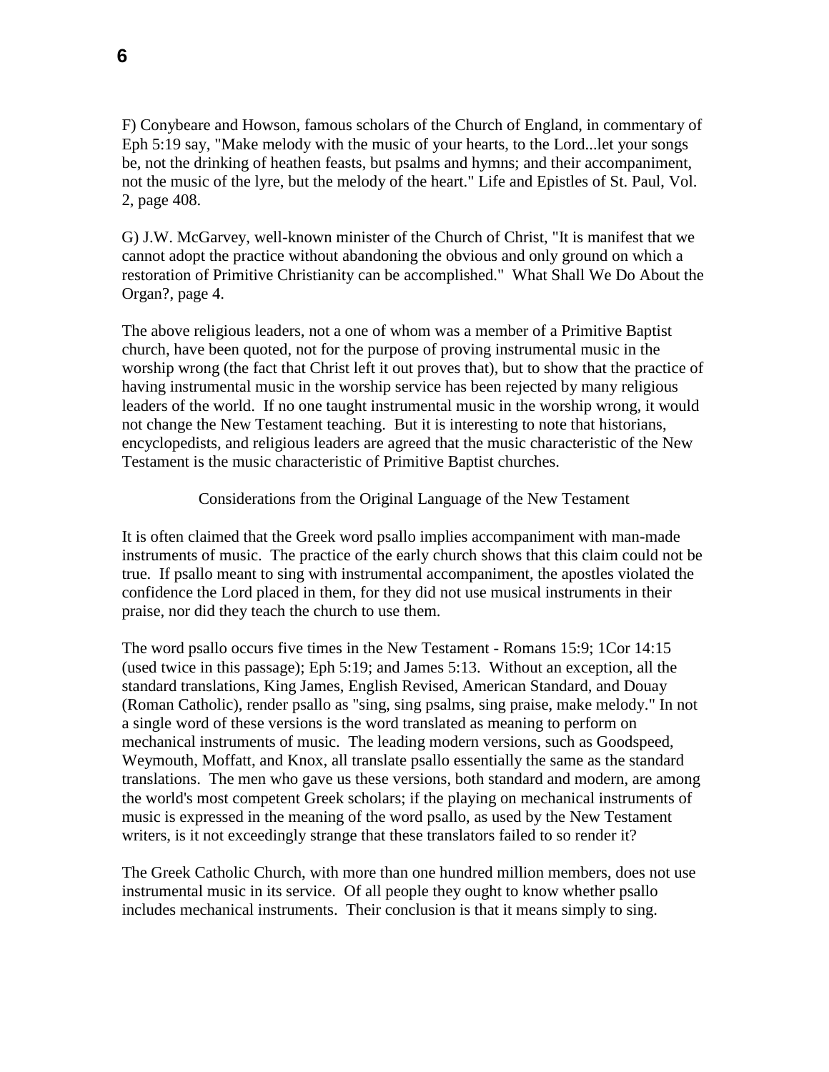F) Conybeare and Howson, famous scholars of the Church of England, in commentary of Eph 5:19 say, "Make melody with the music of your hearts, to the Lord...let your songs be, not the drinking of heathen feasts, but psalms and hymns; and their accompaniment, not the music of the lyre, but the melody of the heart." Life and Epistles of St. Paul, Vol. 2, page 408.

G) J.W. McGarvey, well-known minister of the Church of Christ, "It is manifest that we cannot adopt the practice without abandoning the obvious and only ground on which a restoration of Primitive Christianity can be accomplished." What Shall We Do About the Organ?, page 4.

The above religious leaders, not a one of whom was a member of a Primitive Baptist church, have been quoted, not for the purpose of proving instrumental music in the worship wrong (the fact that Christ left it out proves that), but to show that the practice of having instrumental music in the worship service has been rejected by many religious leaders of the world. If no one taught instrumental music in the worship wrong, it would not change the New Testament teaching. But it is interesting to note that historians, encyclopedists, and religious leaders are agreed that the music characteristic of the New Testament is the music characteristic of Primitive Baptist churches.

## Considerations from the Original Language of the New Testament

It is often claimed that the Greek word psallo implies accompaniment with man-made instruments of music. The practice of the early church shows that this claim could not be true. If psallo meant to sing with instrumental accompaniment, the apostles violated the confidence the Lord placed in them, for they did not use musical instruments in their praise, nor did they teach the church to use them.

The word psallo occurs five times in the New Testament - Romans 15:9; 1Cor 14:15 (used twice in this passage); Eph 5:19; and James 5:13. Without an exception, all the standard translations, King James, English Revised, American Standard, and Douay (Roman Catholic), render psallo as "sing, sing psalms, sing praise, make melody." In not a single word of these versions is the word translated as meaning to perform on mechanical instruments of music. The leading modern versions, such as Goodspeed, Weymouth, Moffatt, and Knox, all translate psallo essentially the same as the standard translations. The men who gave us these versions, both standard and modern, are among the world's most competent Greek scholars; if the playing on mechanical instruments of music is expressed in the meaning of the word psallo, as used by the New Testament writers, is it not exceedingly strange that these translators failed to so render it?

The Greek Catholic Church, with more than one hundred million members, does not use instrumental music in its service. Of all people they ought to know whether psallo includes mechanical instruments. Their conclusion is that it means simply to sing.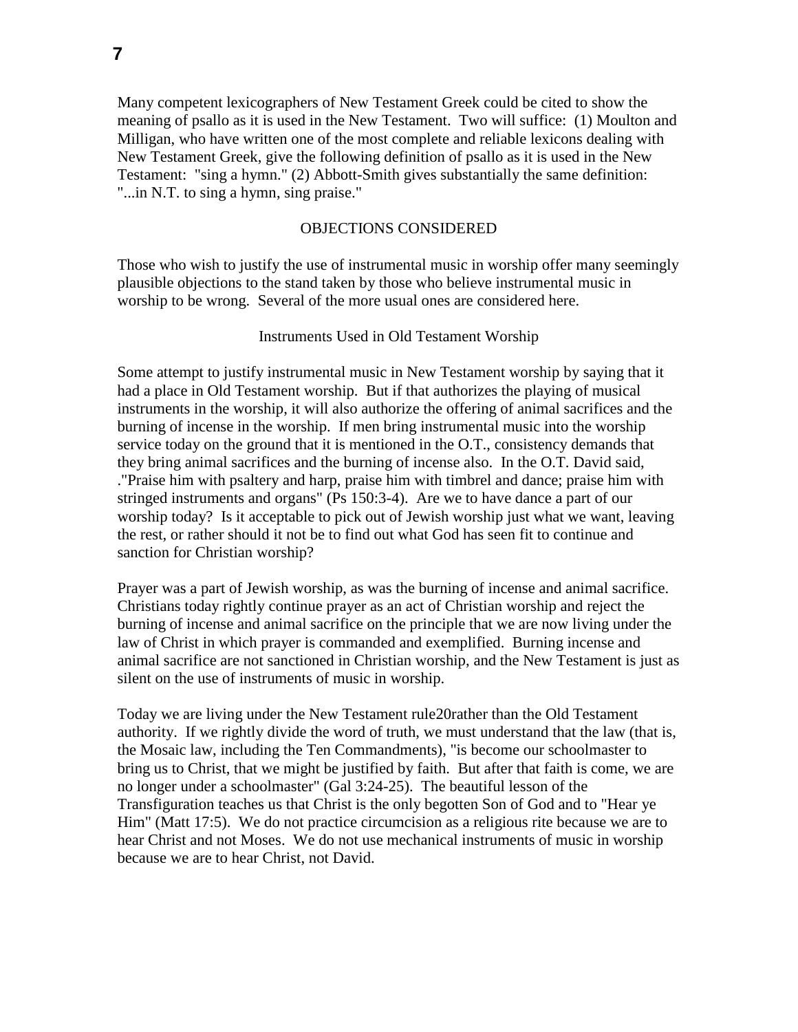Many competent lexicographers of New Testament Greek could be cited to show the meaning of psallo as it is used in the New Testament. Two will suffice: (1) Moulton and Milligan, who have written one of the most complete and reliable lexicons dealing with New Testament Greek, give the following definition of psallo as it is used in the New Testament: "sing a hymn." (2) Abbott-Smith gives substantially the same definition: "...in N.T. to sing a hymn, sing praise."

## OBJECTIONS CONSIDERED

Those who wish to justify the use of instrumental music in worship offer many seemingly plausible objections to the stand taken by those who believe instrumental music in worship to be wrong. Several of the more usual ones are considered here.

### Instruments Used in Old Testament Worship

Some attempt to justify instrumental music in New Testament worship by saying that it had a place in Old Testament worship. But if that authorizes the playing of musical instruments in the worship, it will also authorize the offering of animal sacrifices and the burning of incense in the worship. If men bring instrumental music into the worship service today on the ground that it is mentioned in the O.T., consistency demands that they bring animal sacrifices and the burning of incense also. In the O.T. David said, ."Praise him with psaltery and harp, praise him with timbrel and dance; praise him with stringed instruments and organs" (Ps 150:3-4). Are we to have dance a part of our worship today? Is it acceptable to pick out of Jewish worship just what we want, leaving the rest, or rather should it not be to find out what God has seen fit to continue and sanction for Christian worship?

Prayer was a part of Jewish worship, as was the burning of incense and animal sacrifice. Christians today rightly continue prayer as an act of Christian worship and reject the burning of incense and animal sacrifice on the principle that we are now living under the law of Christ in which prayer is commanded and exemplified. Burning incense and animal sacrifice are not sanctioned in Christian worship, and the New Testament is just as silent on the use of instruments of music in worship.

Today we are living under the New Testament rule20rather than the Old Testament authority. If we rightly divide the word of truth, we must understand that the law (that is, the Mosaic law, including the Ten Commandments), "is become our schoolmaster to bring us to Christ, that we might be justified by faith. But after that faith is come, we are no longer under a schoolmaster" (Gal 3:24-25). The beautiful lesson of the Transfiguration teaches us that Christ is the only begotten Son of God and to "Hear ye Him" (Matt 17:5). We do not practice circumcision as a religious rite because we are to hear Christ and not Moses. We do not use mechanical instruments of music in worship because we are to hear Christ, not David.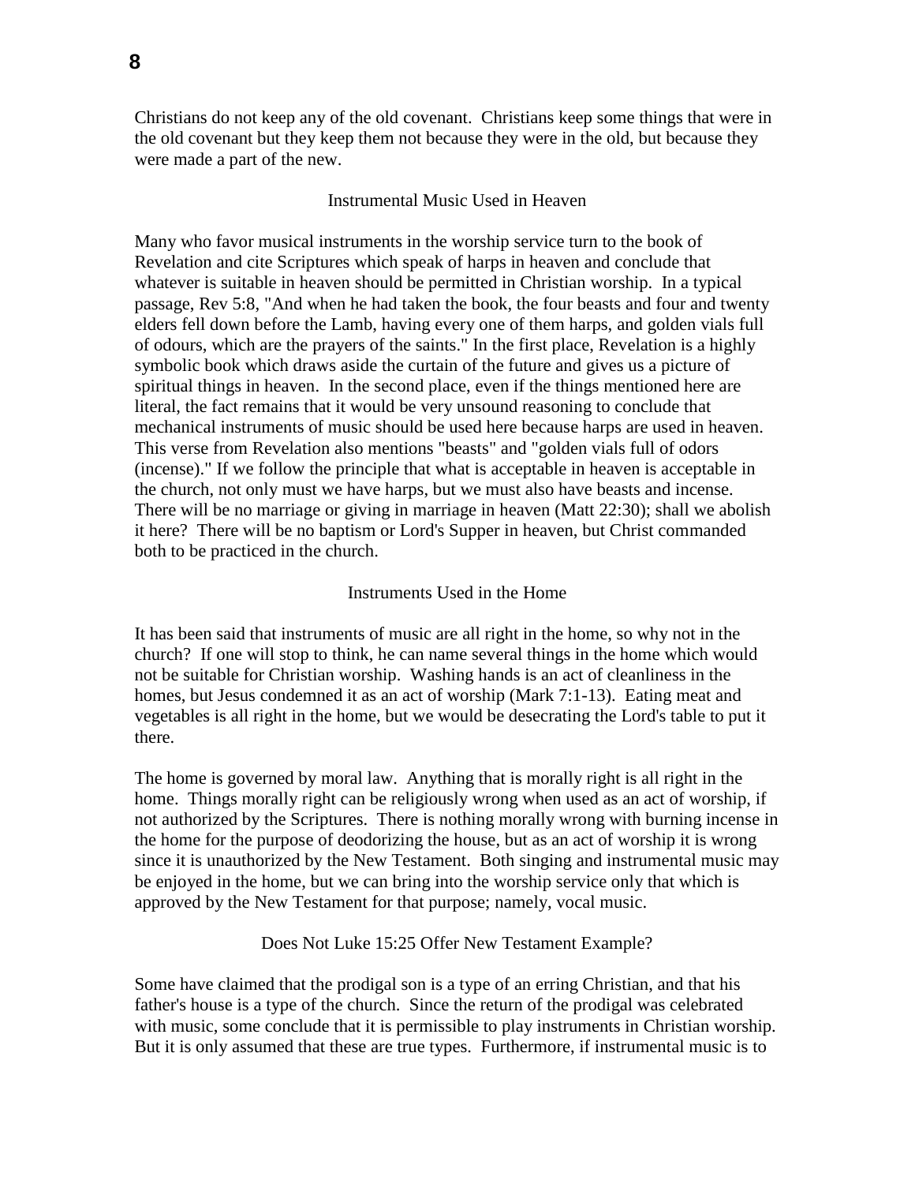Christians do not keep any of the old covenant. Christians keep some things that were in the old covenant but they keep them not because they were in the old, but because they were made a part of the new.

## Instrumental Music Used in Heaven

Many who favor musical instruments in the worship service turn to the book of Revelation and cite Scriptures which speak of harps in heaven and conclude that whatever is suitable in heaven should be permitted in Christian worship. In a typical passage, Rev 5:8, "And when he had taken the book, the four beasts and four and twenty elders fell down before the Lamb, having every one of them harps, and golden vials full of odours, which are the prayers of the saints." In the first place, Revelation is a highly symbolic book which draws aside the curtain of the future and gives us a picture of spiritual things in heaven. In the second place, even if the things mentioned here are literal, the fact remains that it would be very unsound reasoning to conclude that mechanical instruments of music should be used here because harps are used in heaven. This verse from Revelation also mentions "beasts" and "golden vials full of odors (incense)." If we follow the principle that what is acceptable in heaven is acceptable in the church, not only must we have harps, but we must also have beasts and incense. There will be no marriage or giving in marriage in heaven (Matt 22:30); shall we abolish it here? There will be no baptism or Lord's Supper in heaven, but Christ commanded both to be practiced in the church.

## Instruments Used in the Home

It has been said that instruments of music are all right in the home, so why not in the church? If one will stop to think, he can name several things in the home which would not be suitable for Christian worship. Washing hands is an act of cleanliness in the homes, but Jesus condemned it as an act of worship (Mark 7:1-13). Eating meat and vegetables is all right in the home, but we would be desecrating the Lord's table to put it there.

The home is governed by moral law. Anything that is morally right is all right in the home. Things morally right can be religiously wrong when used as an act of worship, if not authorized by the Scriptures. There is nothing morally wrong with burning incense in the home for the purpose of deodorizing the house, but as an act of worship it is wrong since it is unauthorized by the New Testament. Both singing and instrumental music may be enjoyed in the home, but we can bring into the worship service only that which is approved by the New Testament for that purpose; namely, vocal music.

## Does Not Luke 15:25 Offer New Testament Example?

Some have claimed that the prodigal son is a type of an erring Christian, and that his father's house is a type of the church. Since the return of the prodigal was celebrated with music, some conclude that it is permissible to play instruments in Christian worship. But it is only assumed that these are true types. Furthermore, if instrumental music is to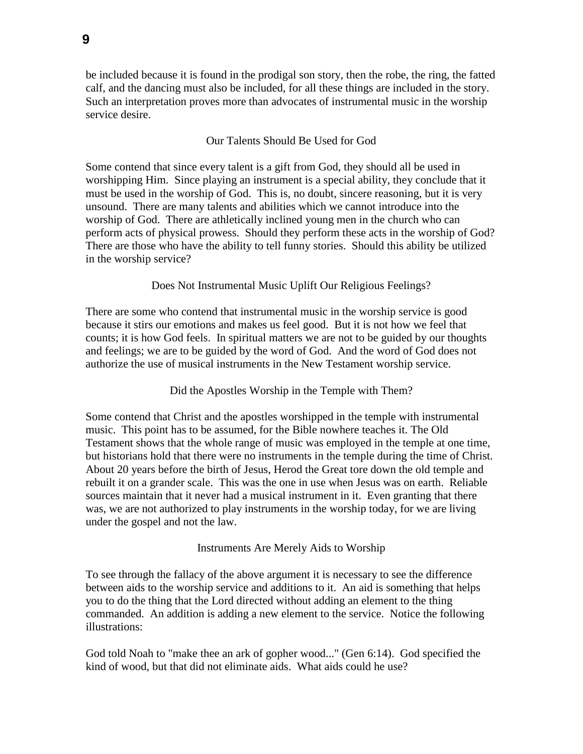be included because it is found in the prodigal son story, then the robe, the ring, the fatted calf, and the dancing must also be included, for all these things are included in the story. Such an interpretation proves more than advocates of instrumental music in the worship service desire.

### Our Talents Should Be Used for God

Some contend that since every talent is a gift from God, they should all be used in worshipping Him. Since playing an instrument is a special ability, they conclude that it must be used in the worship of God. This is, no doubt, sincere reasoning, but it is very unsound. There are many talents and abilities which we cannot introduce into the worship of God. There are athletically inclined young men in the church who can perform acts of physical prowess. Should they perform these acts in the worship of God? There are those who have the ability to tell funny stories. Should this ability be utilized in the worship service?

### Does Not Instrumental Music Uplift Our Religious Feelings?

There are some who contend that instrumental music in the worship service is good because it stirs our emotions and makes us feel good. But it is not how we feel that counts; it is how God feels. In spiritual matters we are not to be guided by our thoughts and feelings; we are to be guided by the word of God. And the word of God does not authorize the use of musical instruments in the New Testament worship service.

### Did the Apostles Worship in the Temple with Them?

Some contend that Christ and the apostles worshipped in the temple with instrumental music. This point has to be assumed, for the Bible nowhere teaches it. The Old Testament shows that the whole range of music was employed in the temple at one time, but historians hold that there were no instruments in the temple during the time of Christ. About 20 years before the birth of Jesus, Herod the Great tore down the old temple and rebuilt it on a grander scale. This was the one in use when Jesus was on earth. Reliable sources maintain that it never had a musical instrument in it. Even granting that there was, we are not authorized to play instruments in the worship today, for we are living under the gospel and not the law.

### Instruments Are Merely Aids to Worship

To see through the fallacy of the above argument it is necessary to see the difference between aids to the worship service and additions to it. An aid is something that helps you to do the thing that the Lord directed without adding an element to the thing commanded. An addition is adding a new element to the service. Notice the following illustrations:

God told Noah to "make thee an ark of gopher wood..." (Gen 6:14). God specified the kind of wood, but that did not eliminate aids. What aids could he use?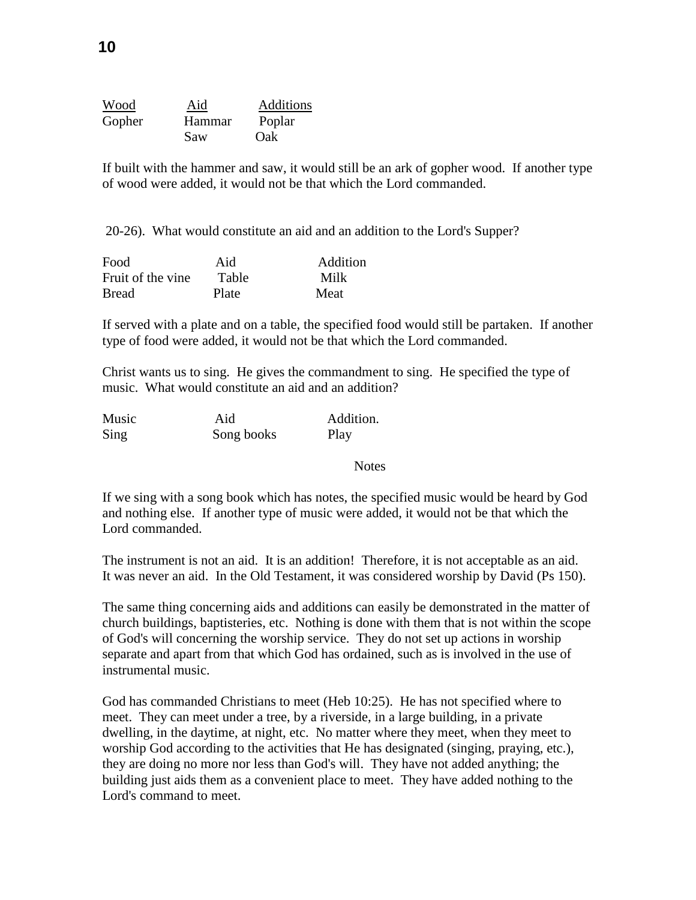| Wood | Aid | Additions |
|---|---|---|
| Gopher | Hammar | Poplar |
| | Saw | Oak |

If built with the hammer and saw, it would still be an ark of gopher wood. If another type of wood were added, it would not be that which the Lord commanded.

20-26). What would constitute an aid and an addition to the Lord's Supper?

| Food | Aid | Addition |
|---|---|---|
| Fruit of the vine | Table | Milk |
| Bread | Plate | Meat |

If served with a plate and on a table, the specified food would still be partaken. If another type of food were added, it would not be that which the Lord commanded.

Christ wants us to sing. He gives the commandment to sing. He specified the type of music. What would constitute an aid and an addition?

| Music | Aid | Addition. |
|---|---|---|
| Sing | Song books | Play |
| | Notes | |

If we sing with a song book which has notes, the specified music would be heard by God and nothing else. If another type of music were added, it would not be that which the Lord commanded.

The instrument is not an aid. It is an addition! Therefore, it is not acceptable as an aid. It was never an aid. In the Old Testament, it was considered worship by David (Ps 150).

The same thing concerning aids and additions can easily be demonstrated in the matter of church buildings, baptisteries, etc. Nothing is done with them that is not within the scope of God's will concerning the worship service. They do not set up actions in worship separate and apart from that which God has ordained, such as is involved in the use of instrumental music.

God has commanded Christians to meet (Heb 10:25). He has not specified where to meet. They can meet under a tree, by a riverside, in a large building, in a private dwelling, in the daytime, at night, etc. No matter where they meet, when they meet to worship God according to the activities that He has designated (singing, praying, etc.), they are doing no more nor less than God's will. They have not added anything; the building just aids them as a convenient place to meet. They have added nothing to the Lord's command to meet.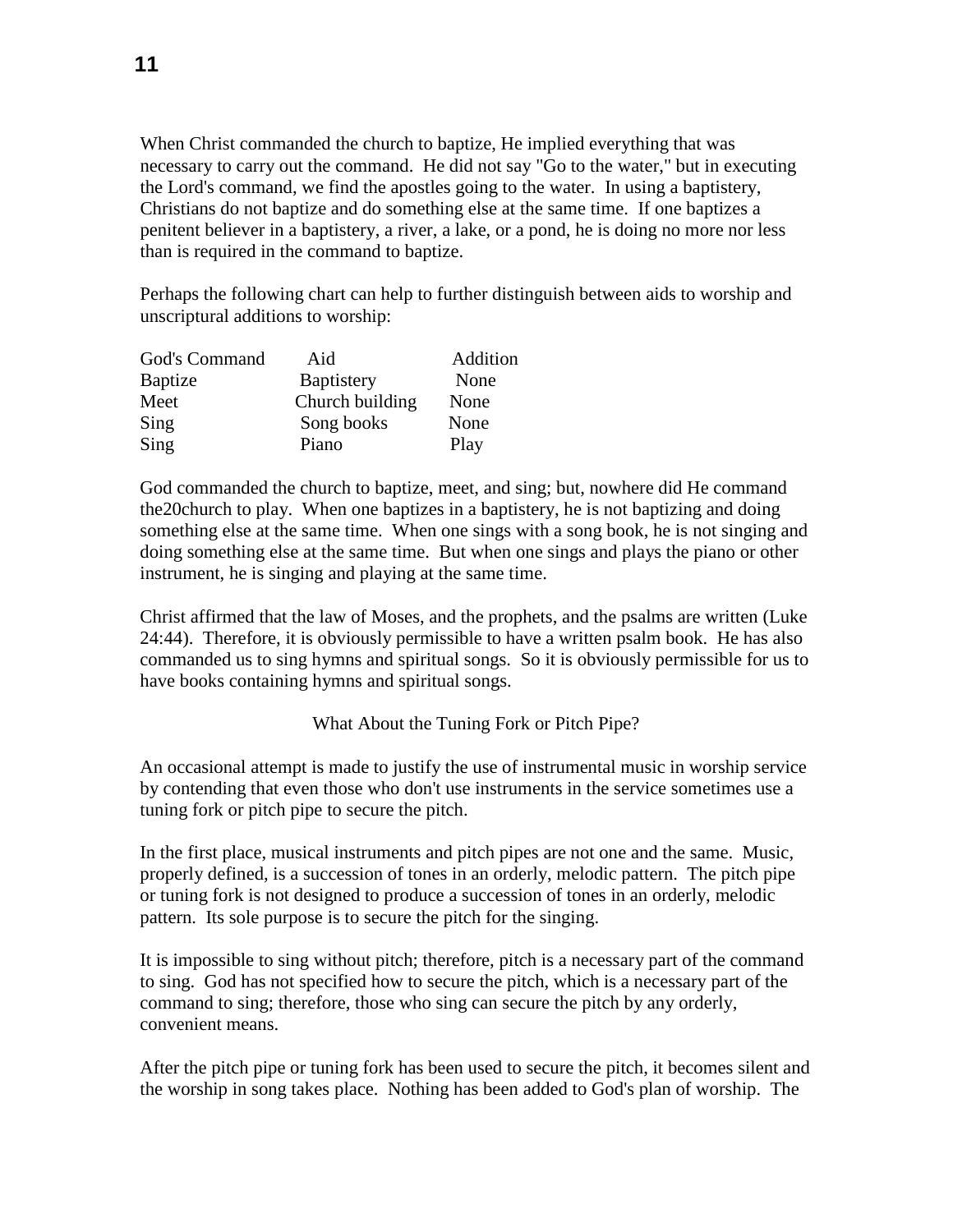When Christ commanded the church to baptize, He implied everything that was necessary to carry out the command. He did not say "Go to the water," but in executing the Lord's command, we find the apostles going to the water. In using a baptistery, Christians do not baptize and do something else at the same time. If one baptizes a penitent believer in a baptistery, a river, a lake, or a pond, he is doing no more nor less than is required in the command to baptize.

Perhaps the following chart can help to further distinguish between aids to worship and unscriptural additions to worship:

| God's Command | Aid | Addition |
|---|---|---|
| Baptize | Baptistery | None |
| Meet | Church building | None |
| Sing | Song books | None |
| Sing | Piano | Play |

God commanded the church to baptize, meet, and sing; but, nowhere did He command the20church to play. When one baptizes in a baptistery, he is not baptizing and doing something else at the same time. When one sings with a song book, he is not singing and doing something else at the same time. But when one sings and plays the piano or other instrument, he is singing and playing at the same time.

Christ affirmed that the law of Moses, and the prophets, and the psalms are written (Luke 24:44). Therefore, it is obviously permissible to have a written psalm book. He has also commanded us to sing hymns and spiritual songs. So it is obviously permissible for us to have books containing hymns and spiritual songs.

## What About the Tuning Fork or Pitch Pipe?

An occasional attempt is made to justify the use of instrumental music in worship service by contending that even those who don't use instruments in the service sometimes use a tuning fork or pitch pipe to secure the pitch.

In the first place, musical instruments and pitch pipes are not one and the same. Music, properly defined, is a succession of tones in an orderly, melodic pattern. The pitch pipe or tuning fork is not designed to produce a succession of tones in an orderly, melodic pattern. Its sole purpose is to secure the pitch for the singing.

It is impossible to sing without pitch; therefore, pitch is a necessary part of the command to sing. God has not specified how to secure the pitch, which is a necessary part of the command to sing; therefore, those who sing can secure the pitch by any orderly, convenient means.

After the pitch pipe or tuning fork has been used to secure the pitch, it becomes silent and the worship in song takes place. Nothing has been added to God's plan of worship. The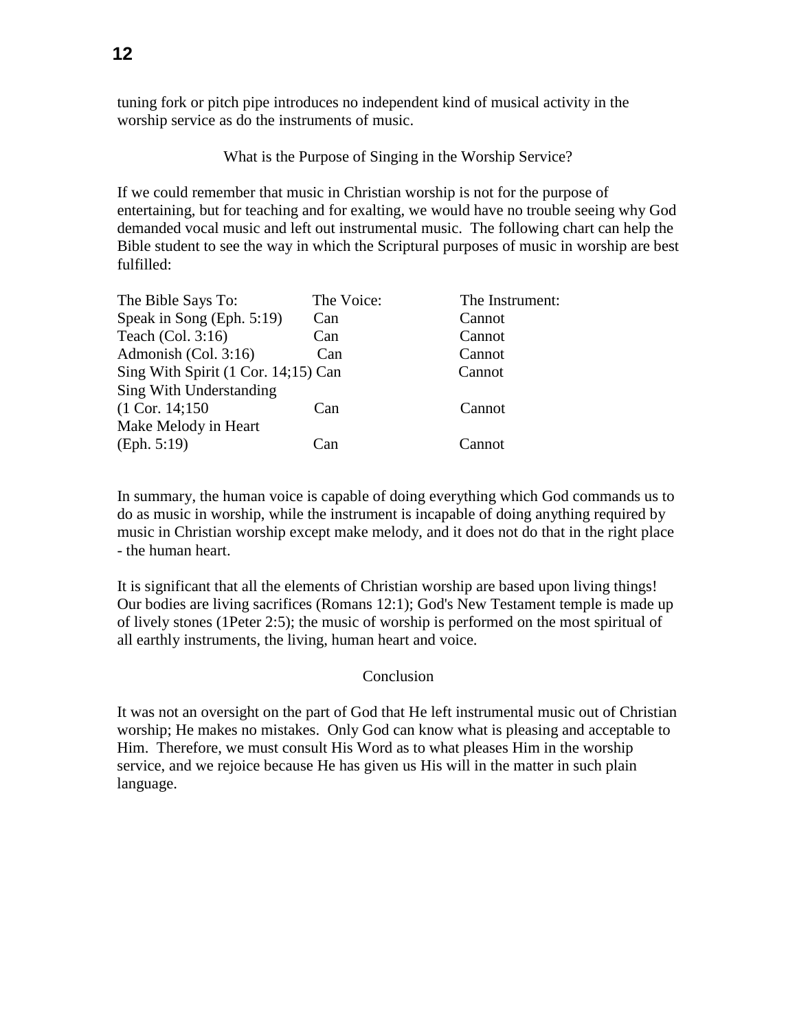tuning fork or pitch pipe introduces no independent kind of musical activity in the worship service as do the instruments of music.

## What is the Purpose of Singing in the Worship Service?

If we could remember that music in Christian worship is not for the purpose of entertaining, but for teaching and for exalting, we would have no trouble seeing why God demanded vocal music and left out instrumental music. The following chart can help the Bible student to see the way in which the Scriptural purposes of music in worship are best fulfilled:

| The Bible Says To: | The Voice: | The Instrument: |
|---|---|---|
| Speak in Song (Eph. 5:19) | Can | Cannot |
| Teach (Col. 3:16) | Can | Cannot |
| Admonish (Col. 3:16) | Can | Cannot |
| Sing With Spirit (1 Cor. 14;15) | Can | Cannot |
| Sing With Understanding (1 Cor. 14;150 | Can | Cannot |
| Make Melody in Heart (Eph. 5:19) | Can | Cannot |

In summary, the human voice is capable of doing everything which God commands us to do as music in worship, while the instrument is incapable of doing anything required by music in Christian worship except make melody, and it does not do that in the right place - the human heart.

It is significant that all the elements of Christian worship are based upon living things! Our bodies are living sacrifices (Romans 12:1); God's New Testament temple is made up of lively stones (1Peter 2:5); the music of worship is performed on the most spiritual of all earthly instruments, the living, human heart and voice.

## Conclusion

It was not an oversight on the part of God that He left instrumental music out of Christian worship; He makes no mistakes. Only God can know what is pleasing and acceptable to Him. Therefore, we must consult His Word as to what pleases Him in the worship service, and we rejoice because He has given us His will in the matter in such plain language.